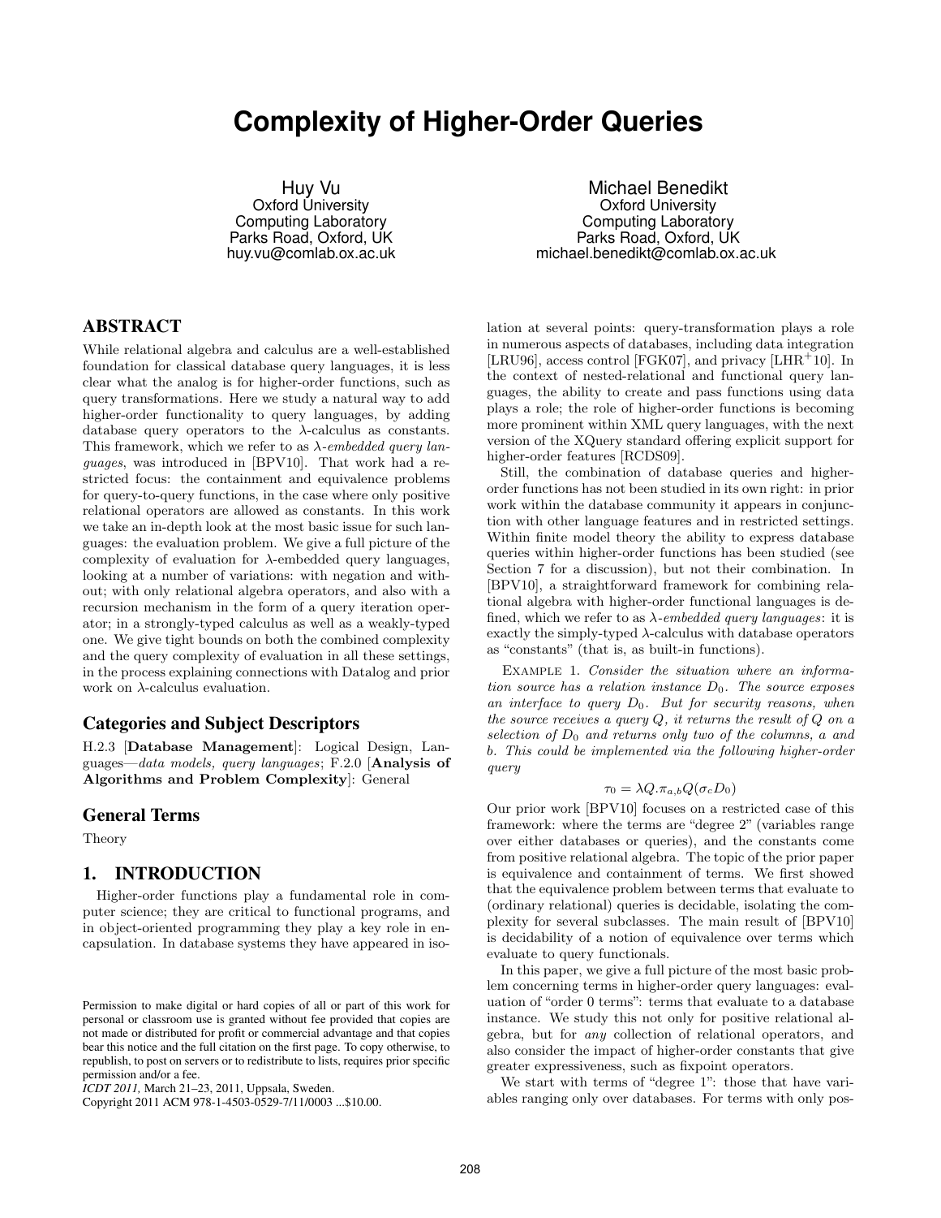# Complexity of Higher-Order Queries

Huy Vu
Oxford University
Computing Laboratory
Parks Road, Oxford, UK
huy.vu@comlab.ox.ac.uk

Michael Benedikt
Oxford University
Computing Laboratory
Parks Road, Oxford, UK
michael.benedikt@comlab.ox.ac.uk

## ABSTRACT

While relational algebra and calculus are a well-established foundation for classical database query languages, it is less clear what the analog is for higher-order functions, such as query transformations. Here we study a natural way to add higher-order functionality to query languages, by adding database query operators to the $\lambda$-calculus as constants. This framework, which we refer to as $\lambda$-*embedded query languages*, was introduced in [BPV10]. That work had a restricted focus: the containment and equivalence problems for query-to-query functions, in the case where only positive relational operators are allowed as constants. In this work we take an in-depth look at the most basic issue for such languages: the evaluation problem. We give a full picture of the complexity of evaluation for $\lambda$-embedded query languages, looking at a number of variations: with negation and without; with only relational algebra operators, and also with a recursion mechanism in the form of a query iteration operator; in a strongly-typed calculus as well as a weakly-typed one. We give tight bounds on both the combined complexity and the query complexity of evaluation in all these settings, in the process explaining connections with Datalog and prior work on $\lambda$-calculus evaluation.

## Categories and Subject Descriptors

H.2.3 [**Database Management**]: Logical Design, Languages—*data models, query languages*; F.2.0 [**Analysis of Algorithms and Problem Complexity**]: General

## General Terms

Theory

## 1. INTRODUCTION

Higher-order functions play a fundamental role in computer science; they are critical to functional programs, and in object-oriented programming they play a key role in encapsulation. In database systems they have appeared in isolation at several points: query-transformation plays a role in numerous aspects of databases, including data integration [LRU96], access control [FGK07], and privacy [LHR+10]. In the context of nested-relational and functional query languages, the ability to create and pass functions using data plays a role; the role of higher-order functions is becoming more prominent within XML query languages, with the next version of the XQuery standard offering explicit support for higher-order features [RCDS09].

Still, the combination of database queries and higher-order functions has not been studied in its own right: in prior work within the database community it appears in conjunction with other language features and in restricted settings. Within finite model theory the ability to express database queries within higher-order functions has been studied (see Section 7 for a discussion), but not their combination. In [BPV10], a straightforward framework for combining relational algebra with higher-order functional languages is defined, which we refer to as $\lambda$-*embedded query languages*: it is exactly the simply-typed $\lambda$-calculus with database operators as "constants" (that is, as built-in functions).

EXAMPLE 1. *Consider the situation where an information source has a relation instance $D_0$. The source exposes an interface to query $D_0$. But for security reasons, when the source receives a query $Q$, it returns the result of $Q$ on a selection of $D_0$ and returns only two of the columns, a and b. This could be implemented via the following higher-order query*

$$\tau_0 = \lambda Q.\pi_{a,b}Q(\sigma_c D_0)$$

Our prior work [BPV10] focuses on a restricted case of this framework: where the terms are "degree 2" (variables range over either databases or queries), and the constants come from positive relational algebra. The topic of the prior paper is equivalence and containment of terms. We first showed that the equivalence problem between terms that evaluate to (ordinary relational) queries is decidable, isolating the complexity for several subclasses. The main result of [BPV10] is decidability of a notion of equivalence over terms which evaluate to query functionals.

In this paper, we give a full picture of the most basic problem concerning terms in higher-order query languages: evaluation of "order 0 terms": terms that evaluate to a database instance. We study this not only for positive relational algebra, but for *any* collection of relational operators, and also consider the impact of higher-order constants that give greater expressiveness, such as fixpoint operators.

We start with terms of "degree 1": those that have variables ranging only over databases. For terms with only pos-

Permission to make digital or hard copies of all or part of this work for personal or classroom use is granted without fee provided that copies are not made or distributed for profit or commercial advantage and that copies bear this notice and the full citation on the first page. To copy otherwise, to republish, to post on servers or to redistribute to lists, requires prior specific permission and/or a fee.
*ICDT 2011*, March 21–23, 2011, Uppsala, Sweden.
Copyright 2011 ACM 978-1-4503-0529-7/11/0003 ...$10.00.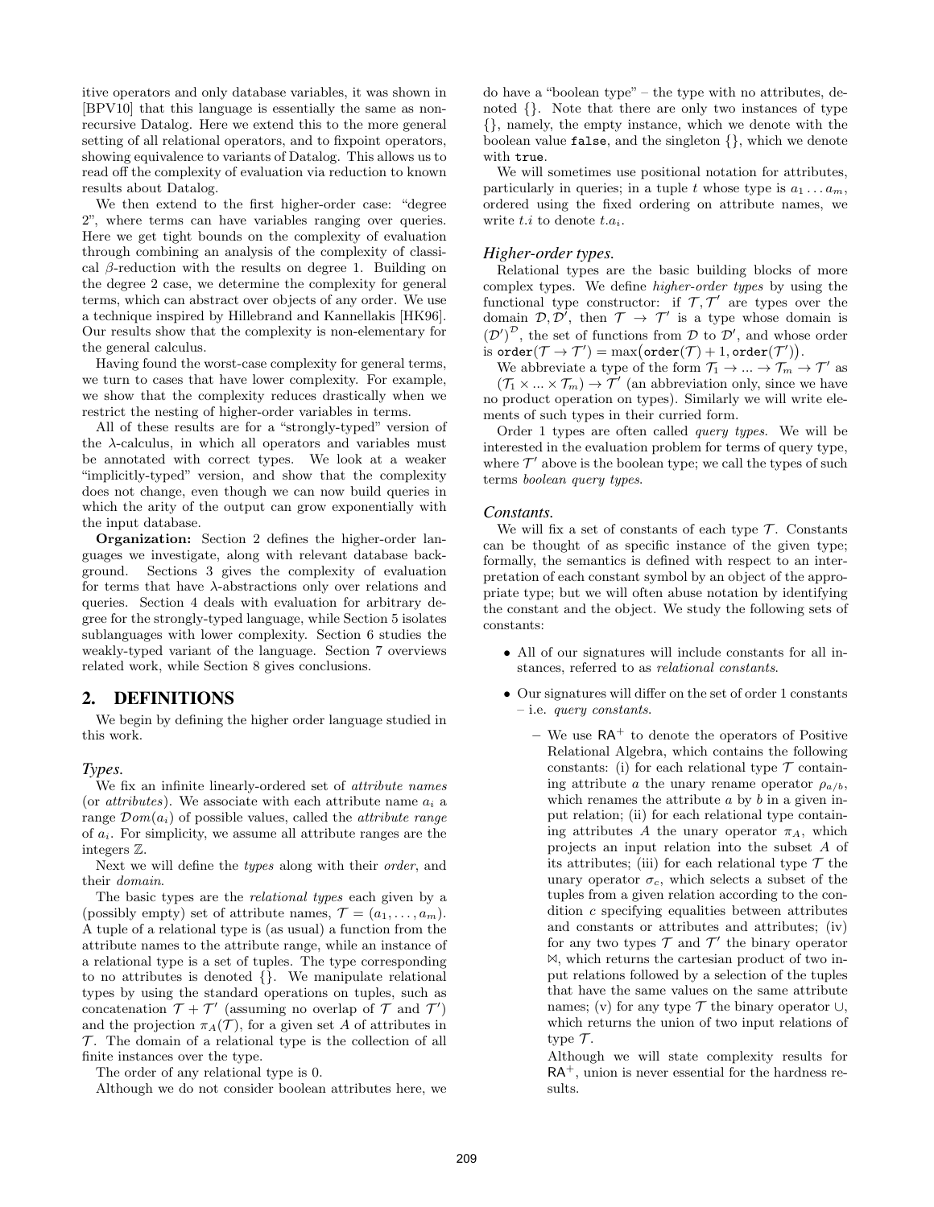itive operators and only database variables, it was shown in [BPV10] that this language is essentially the same as nonrecursive Datalog. Here we extend this to the more general setting of all relational operators, and to fixpoint operators, showing equivalence to variants of Datalog. This allows us to read off the complexity of evaluation via reduction to known results about Datalog.

We then extend to the first higher-order case: "degree 2", where terms can have variables ranging over queries. Here we get tight bounds on the complexity of evaluation through combining an analysis of the complexity of classical $\beta$-reduction with the results on degree 1. Building on the degree 2 case, we determine the complexity for general terms, which can abstract over objects of any order. We use a technique inspired by Hillebrand and Kannellakis [HK96]. Our results show that the complexity is non-elementary for the general calculus.

Having found the worst-case complexity for general terms, we turn to cases that have lower complexity. For example, we show that the complexity reduces drastically when we restrict the nesting of higher-order variables in terms.

All of these results are for a "strongly-typed" version of the $\lambda$-calculus, in which all operators and variables must be annotated with correct types. We look at a weaker "implicitly-typed" version, and show that the complexity does not change, even though we can now build queries in which the arity of the output can grow exponentially with the input database.

**Organization:** Section 2 defines the higher-order languages we investigate, along with relevant database background. Sections 3 gives the complexity of evaluation for terms that have $\lambda$-abstractions only over relations and queries. Section 4 deals with evaluation for arbitrary degree for the strongly-typed language, while Section 5 isolates sublanguages with lower complexity. Section 6 studies the weakly-typed variant of the language. Section 7 overviews related work, while Section 8 gives conclusions.

## 2. DEFINITIONS

We begin by defining the higher order language studied in this work.

### *Types.*

We fix an infinite linearly-ordered set of *attribute names* (or *attributes*). We associate with each attribute name $a_i$ a range $\mathcal{D}om(a_i)$ of possible values, called the *attribute range* of $a_i$. For simplicity, we assume all attribute ranges are the integers $\mathbb{Z}$.

Next we will define the *types* along with their *order*, and their *domain*.

The basic types are the *relational types* each given by a (possibly empty) set of attribute names, $\mathcal{T} = (a_1, \ldots, a_m)$. A tuple of a relational type is (as usual) a function from the attribute names to the attribute range, while an instance of a relational type is a set of tuples. The type corresponding to no attributes is denoted $\{\}$. We manipulate relational types by using the standard operations on tuples, such as concatenation $\mathcal{T} + \mathcal{T}'$ (assuming no overlap of $\mathcal{T}$ and $\mathcal{T}'$) and the projection $\pi_A(\mathcal{T})$, for a given set $A$ of attributes in $\mathcal{T}$. The domain of a relational type is the collection of all finite instances over the type.

The order of any relational type is 0.

Although we do not consider boolean attributes here, we do have a "boolean type" – the type with no attributes, denoted $\{\}$. Note that there are only two instances of type $\{\}$, namely, the empty instance, which we denote with the boolean value `false`, and the singleton $\{\}$, which we denote with `true`.

We will sometimes use positional notation for attributes, particularly in queries; in a tuple $t$ whose type is $a_1 \ldots a_m$, ordered using the fixed ordering on attribute names, we write $t.i$ to denote $t.a_i$.

### *Higher-order types.*

Relational types are the basic building blocks of more complex types. We define *higher-order types* by using the functional type constructor: if $\mathcal{T}, \mathcal{T}'$ are types over the domain $\mathcal{D}, \mathcal{D}'$, then $\mathcal{T} \to \mathcal{T}'$ is a type whose domain is $(\mathcal{D}')^{\mathcal{D}}$, the set of functions from $\mathcal{D}$ to $\mathcal{D}'$, and whose order is $\texttt{order}(\mathcal{T} \to \mathcal{T}') = \max\big(\texttt{order}(\mathcal{T}) + 1, \texttt{order}(\mathcal{T}')\big)$.

We abbreviate a type of the form $\mathcal{T}_1 \to \ldots \to \mathcal{T}_m \to \mathcal{T}'$ as $(\mathcal{T}_1 \times \ldots \times \mathcal{T}_m) \to \mathcal{T}'$ (an abbreviation only, since we have no product operation on types). Similarly we will write elements of such types in their curried form.

Order 1 types are often called *query types*. We will be interested in the evaluation problem for terms of query type, where $\mathcal{T}'$ above is the boolean type; we call the types of such terms *boolean query types*.

### *Constants.*

We will fix a set of constants of each type $\mathcal{T}$. Constants can be thought of as specific instance of the given type; formally, the semantics is defined with respect to an interpretation of each constant symbol by an object of the appropriate type; but we will often abuse notation by identifying the constant and the object. We study the following sets of constants:

- All of our signatures will include constants for all instances, referred to as *relational constants*.
- Our signatures will differ on the set of order 1 constants – i.e. *query constants*.
  - We use $\mathsf{RA}^+$ to denote the operators of Positive Relational Algebra, which contains the following constants: (i) for each relational type $\mathcal{T}$ containing attribute $a$ the unary rename operator $\rho_{a/b}$, which renames the attribute $a$ by $b$ in a given input relation; (ii) for each relational type $\mathcal{T}$ containing attributes $A$ the unary operator $\pi_A$, which projects an input relation into the subset $A$ of its attributes; (iii) for each relational type $\mathcal{T}$ the unary operator $\sigma_c$, which selects a subset of the tuples from a given relation according to the condition $c$ specifying equalities between attributes and constants or attributes and attributes; (iv) for any two types $\mathcal{T}$ and $\mathcal{T}'$ the binary operator $\bowtie$, which returns the cartesian product of two input relations followed by a selection of the tuples that have the same values on the same attribute names; (v) for any type $\mathcal{T}$ the binary operator $\cup$, which returns the union of two input relations of type $\mathcal{T}$.

    Although we will state complexity results for $\mathsf{RA}^+$, union is never essential for the hardness results.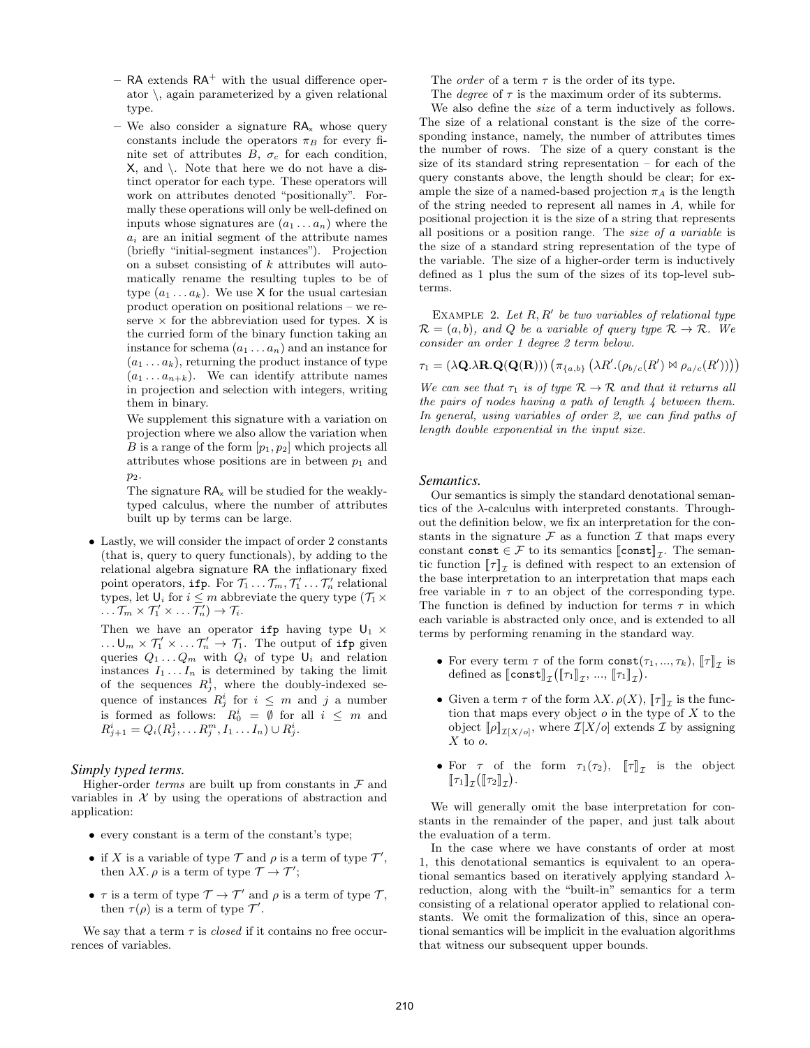- RA extends $\mathsf{RA}^+$ with the usual difference operator \, again parameterized by a given relational type.
- We also consider a signature $\mathsf{RA}_\mathsf{x}$ whose query constants include the operators $\pi_B$ for every finite set of attributes $B$, $\sigma_c$ for each condition, $\mathsf{X}$, and \. Note that here we do not have a distinct operator for each type. These operators will work on attributes denoted "positionally". Formally these operations will only be well-defined on inputs whose signatures are $(a_1 \dots a_n)$ where the $a_i$ are an initial segment of the attribute names (briefly "initial-segment instances"). Projection on a subset consisting of $k$ attributes will automatically rename the resulting tuples to be of type $(a_1 \dots a_k)$. We use $\mathsf{X}$ for the usual cartesian product operation on positional relations – we reserve $\times$ for the abbreviation used for types. $\mathsf{X}$ is the curried form of the binary function taking an instance for schema $(a_1 \dots a_n)$ and an instance for $(a_1 \dots a_k)$, returning the product instance of type $(a_1 \dots a_{n+k})$. We can identify attribute names in projection and selection with integers, writing them in binary.

  We supplement this signature with a variation on projection where we also allow the variation when $B$ is a range of the form $[p_1, p_2]$ which projects all attributes whose positions are in between $p_1$ and $p_2$.

  The signature $\mathsf{RA}_\mathsf{x}$ will be studied for the weakly-typed calculus, where the number of attributes built up by terms can be large.

- Lastly, we will consider the impact of order 2 constants (that is, query to query functionals), by adding to the relational algebra signature RA the inflationary fixed point operators, ifp. For $\mathcal{T}_1 \dots \mathcal{T}_m, \mathcal{T}'_1 \dots \mathcal{T}'_n$ relational types, let $\mathsf{U}_i$ for $i \le m$ abbreviate the query type $(\mathcal{T}_1 \times \dots \mathcal{T}_m \times \mathcal{T}'_1 \times \dots \mathcal{T}'_n) \to \mathcal{T}_i$.

  Then we have an operator ifp having type $\mathsf{U}_1 \times \dots \mathsf{U}_m \times \mathcal{T}'_1 \times \dots \mathcal{T}'_n \to \mathcal{T}_1$. The output of ifp given queries $Q_1 \dots Q_m$ with $Q_i$ of type $\mathsf{U}_i$ and relation instances $I_1 \dots I_n$ is determined by taking the limit of the sequences $R^1_j$, where the doubly-indexed sequence of instances $R^i_j$ for $i \le m$ and $j$ a number is formed as follows: $R^i_0 = \emptyset$ for all $i \le m$ and $R^i_{j+1} = Q_i(R^1_j, \dots R^m_j, I_1 \dots I_n) \cup R^i_j$.

### *Simply typed terms.*

Higher-order *terms* are built up from constants in $\mathcal{F}$ and variables in $\mathcal{X}$ by using the operations of abstraction and application:

- every constant is a term of the constant's type;
- if $X$ is a variable of type $\mathcal{T}$ and $\rho$ is a term of type $\mathcal{T}'$, then $\lambda X.\, \rho$ is a term of type $\mathcal{T} \to \mathcal{T}'$;
- $\tau$ is a term of type $\mathcal{T} \to \mathcal{T}'$ and $\rho$ is a term of type $\mathcal{T}$, then $\tau(\rho)$ is a term of type $\mathcal{T}'$.

We say that a term $\tau$ is *closed* if it contains no free occurrences of variables.

The *order* of a term $\tau$ is the order of its type.

The *degree* of $\tau$ is the maximum order of its subterms.

We also define the *size* of a term inductively as follows. The size of a relational constant is the size of the corresponding instance, namely, the number of attributes times the number of rows. The size of a query constant is the size of its standard string representation – for each of the query constants above, the length should be clear; for example the size of a named-based projection $\pi_A$ is the length of the string needed to represent all names in $A$, while for positional projection it is the size of a string that represents all positions or a position range. The *size of a variable* is the size of a standard string representation of the type of the variable. The size of a higher-order term is inductively defined as 1 plus the sum of the sizes of its top-level subterms.

EXAMPLE 2. *Let $R, R'$ be two variables of relational type $\mathcal{R} = (a, b)$, and $Q$ be a variable of query type $\mathcal{R} \to \mathcal{R}$. We consider an order 1 degree 2 term below.*

$$\tau_1 = (\lambda \mathbf{Q}.\lambda \mathbf{R}.\mathbf{Q}(\mathbf{Q}(\mathbf{R})))\left(\pi_{\{a,b\}}\left(\lambda R'.(\rho_{b/c}(R') \bowtie \rho_{a/c}(R'))\right)\right)$$

*We can see that $\tau_1$ is of type $\mathcal{R} \to \mathcal{R}$ and that it returns all the pairs of nodes having a path of length 4 between them. In general, using variables of order 2, we can find paths of length double exponential in the input size.*

### *Semantics.*

Our semantics is simply the standard denotational semantics of the $\lambda$-calculus with interpreted constants. Throughout the definition below, we fix an interpretation for the constants in the signature $\mathcal{F}$ as a function $\mathcal{I}$ that maps every constant $\mathtt{const} \in \mathcal{F}$ to its semantics $[\![\mathtt{const}]\!]_\mathcal{I}$. The semantic function $[\![\tau]\!]_\mathcal{I}$ is defined with respect to an extension of the base interpretation to an interpretation that maps each free variable in $\tau$ to an object of the corresponding type. The function is defined by induction for terms $\tau$ in which each variable is abstracted only once, and is extended to all terms by performing renaming in the standard way.

- For every term $\tau$ of the form $\mathtt{const}(\tau_1, ..., \tau_k)$, $[\![\tau]\!]_\mathcal{I}$ is defined as $[\![\mathtt{const}]\!]_\mathcal{I}([\![\tau_1]\!]_\mathcal{I}, ..., [\![\tau_1]\!]_\mathcal{I})$.
- Given a term $\tau$ of the form $\lambda X.\, \rho(X)$, $[\![\tau]\!]_\mathcal{I}$ is the function that maps every object $o$ in the type of $X$ to the object $[\![\rho]\!]_{\mathcal{I}[X/o]}$, where $\mathcal{I}[X/o]$ extends $\mathcal{I}$ by assigning $X$ to $o$.
- For $\tau$ of the form $\tau_1(\tau_2)$, $[\![\tau]\!]_\mathcal{I}$ is the object $[\![\tau_1]\!]_\mathcal{I}([\![\tau_2]\!]_\mathcal{I})$.

We will generally omit the base interpretation for constants in the remainder of the paper, and just talk about the evaluation of a term.

In the case where we have constants of order at most 1, this denotational semantics is equivalent to an operational semantics based on iteratively applying standard $\lambda$-reduction, along with the "built-in" semantics for a term consisting of a relational operator applied to relational constants. We omit the formalization of this, since an operational semantics will be implicit in the evaluation algorithms that witness our subsequent upper bounds.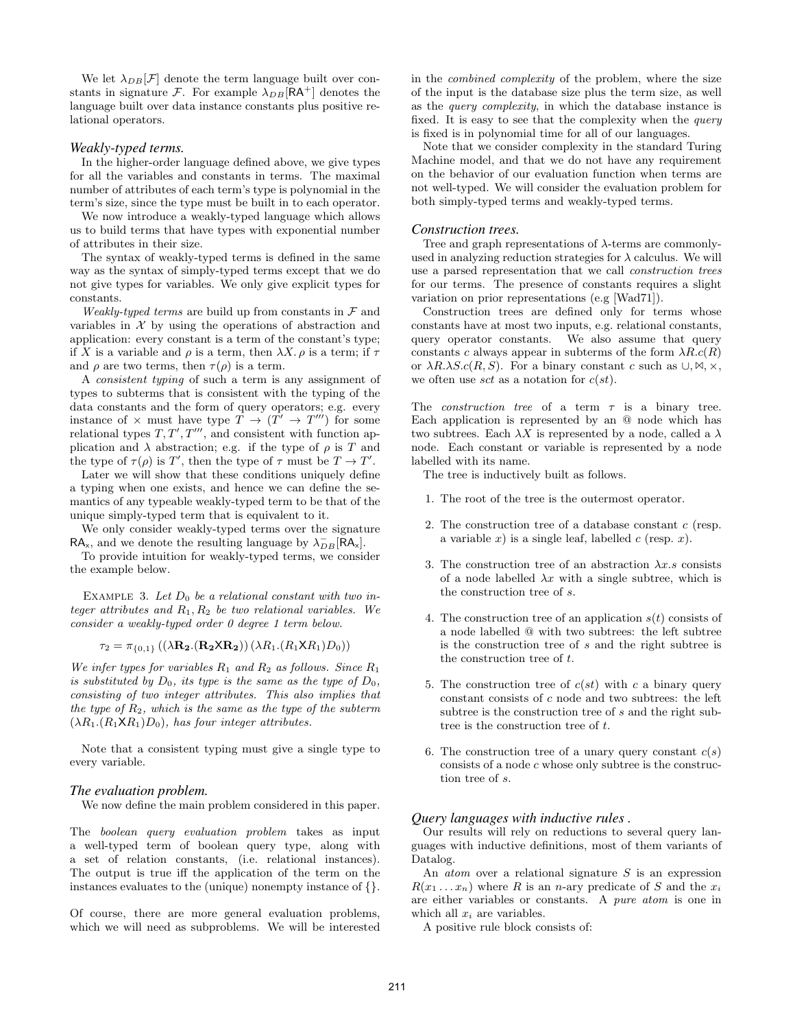We let $\lambda_{DB}[\mathcal{F}]$ denote the term language built over constants in signature $\mathcal{F}$. For example $\lambda_{DB}[\mathsf{RA}^+]$ denotes the language built over data instance constants plus positive relational operators.

### *Weakly-typed terms.*

In the higher-order language defined above, we give types for all the variables and constants in terms. The maximal number of attributes of each term's type is polynomial in the term's size, since the type must be built in to each operator.

We now introduce a weakly-typed language which allows us to build terms that have types with exponential number of attributes in their size.

The syntax of weakly-typed terms is defined in the same way as the syntax of simply-typed terms except that we do not give types for variables. We only give explicit types for constants.

*Weakly-typed terms* are build up from constants in $\mathcal{F}$ and variables in $\mathcal{X}$ by using the operations of abstraction and application: every constant is a term of the constant's type; if $X$ is a variable and $\rho$ is a term, then $\lambda X.\, \rho$ is a term; if $\tau$ and $\rho$ are two terms, then $\tau(\rho)$ is a term.

A *consistent typing* of such a term is any assignment of types to subterms that is consistent with the typing of the data constants and the form of query operators; e.g. every instance of $\times$ must have type $T \to (T' \to T''')$ for some relational types $T, T', T'''$, and consistent with function application and $\lambda$ abstraction; e.g. if the type of $\rho$ is $T$ and the type of $\tau(\rho)$ is $T'$, then the type of $\tau$ must be $T \to T'$.

Later we will show that these conditions uniquely define a typing when one exists, and hence we can define the semantics of any typeable weakly-typed term to be that of the unique simply-typed term that is equivalent to it.

We only consider weakly-typed terms over the signature $\mathsf{RA}_\times$, and we denote the resulting language by $\lambda^{-}_{DB}[\mathsf{RA}_\times]$.

To provide intuition for weakly-typed terms, we consider the example below.

EXAMPLE 3. *Let $D_0$ be a relational constant with two integer attributes and $R_1, R_2$ be two relational variables. We consider a weakly-typed order 0 degree 1 term below.*

$$\tau_2 = \pi_{\{0,1\}}\left((\lambda \mathbf{R_2}.(\mathbf{R_2} \times \mathbf{R_2}))\,(\lambda R_1.(R_1 \times R_1) D_0)\right)$$

*We infer types for variables $R_1$ and $R_2$ as follows. Since $R_1$ is substituted by $D_0$, its type is the same as the type of $D_0$, consisting of two integer attributes. This also implies that the type of $R_2$, which is the same as the type of the subterm $(\lambda R_1.(R_1 \times R_1) D_0)$, has four integer attributes.*

Note that a consistent typing must give a single type to every variable.

### *The evaluation problem.*

We now define the main problem considered in this paper.

The *boolean query evaluation problem* takes as input a well-typed term of boolean query type, along with a set of relation constants, (i.e. relational instances). The output is true iff the application of the term on the instances evaluates to the (unique) nonempty instance of $\{\}$.

Of course, there are more general evaluation problems, which we will need as subproblems. We will be interested in the *combined complexity* of the problem, where the size of the input is the database size plus the term size, as well as the *query complexity*, in which the database instance is fixed. It is easy to see that the complexity when the *query* is fixed is in polynomial time for all of our languages.

Note that we consider complexity in the standard Turing Machine model, and that we do not have any requirement on the behavior of our evaluation function when terms are not well-typed. We will consider the evaluation problem for both simply-typed terms and weakly-typed terms.

### *Construction trees.*

Tree and graph representations of $\lambda$-terms are commonly-used in analyzing reduction strategies for $\lambda$ calculus. We will use a parsed representation that we call *construction trees* for our terms. The presence of constants requires a slight variation on prior representations (e.g [Wad71]).

Construction trees are defined only for terms whose constants have at most two inputs, e.g. relational constants, query operator constants. We also assume that query constants $c$ always appear in subterms of the form $\lambda R.c(R)$ or $\lambda R.\lambda S.c(R, S)$. For a binary constant $c$ such as $\cup, \bowtie, \times$, we often use $sct$ as a notation for $c(st)$.

The *construction tree* of a term $\tau$ is a binary tree. Each application is represented by an @ node which has two subtrees. Each $\lambda X$ is represented by a node, called a $\lambda$ node. Each constant or variable is represented by a node labelled with its name.

The tree is inductively built as follows.

1. The root of the tree is the outermost operator.
2. The construction tree of a database constant $c$ (resp. a variable $x$) is a single leaf, labelled $c$ (resp. $x$).
3. The construction tree of an abstraction $\lambda x.s$ consists of a node labelled $\lambda x$ with a single subtree, which is the construction tree of $s$.
4. The construction tree of an application $s(t)$ consists of a node labelled @ with two subtrees: the left subtree is the construction tree of $s$ and the right subtree is the construction tree of $t$.
5. The construction tree of $c(st)$ with $c$ a binary query constant consists of $c$ node and two subtrees: the left subtree is the construction tree of $s$ and the right subtree is the construction tree of $t$.
6. The construction tree of a unary query constant $c(s)$ consists of a node $c$ whose only subtree is the construction tree of $s$.

### *Query languages with inductive rules .*

Our results will rely on reductions to several query languages with inductive definitions, most of them variants of Datalog.

An *atom* over a relational signature $S$ is an expression $R(x_1 \ldots x_n)$ where $R$ is an $n$-ary predicate of $S$ and the $x_i$ are either variables or constants. A *pure atom* is one in which all $x_i$ are variables.

A positive rule block consists of: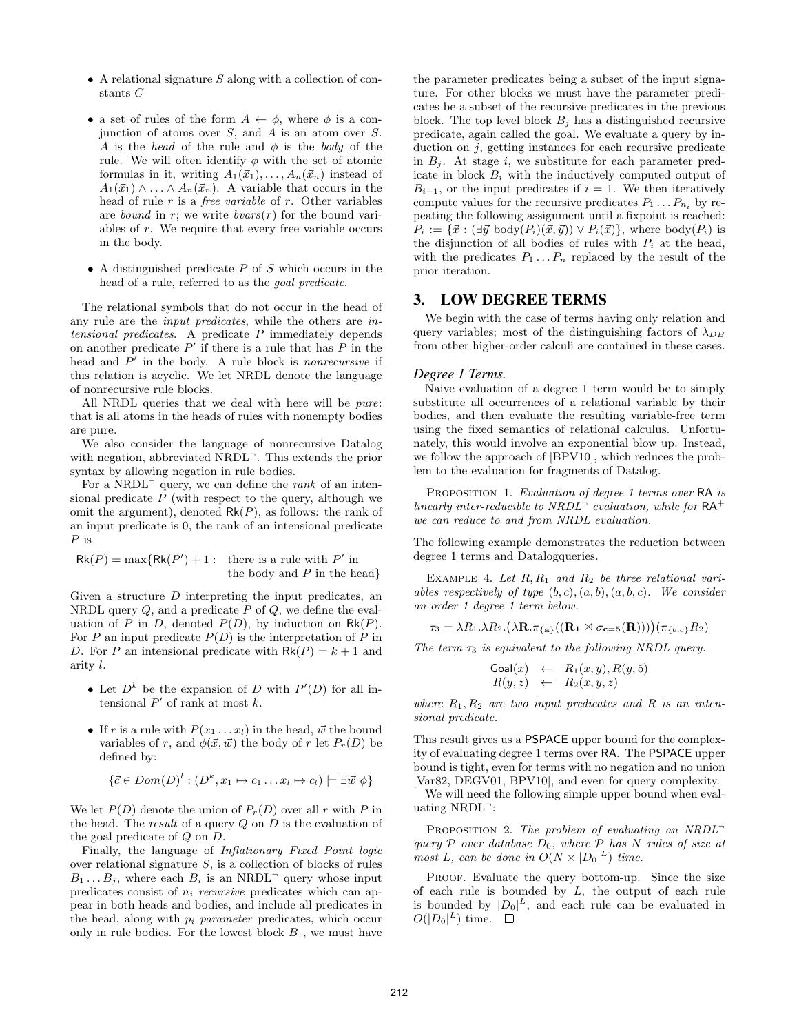- A relational signature $S$ along with a collection of constants $C$
- a set of rules of the form $A \leftarrow \phi$, where $\phi$ is a conjunction of atoms over $S$, and $A$ is an atom over $S$. $A$ is the *head* of the rule and $\phi$ is the *body* of the rule. We will often identify $\phi$ with the set of atomic formulas in it, writing $A_1(\vec{x}_1), \ldots, A_n(\vec{x}_n)$ instead of $A_1(\vec{x}_1) \wedge \ldots \wedge A_n(\vec{x}_n)$. A variable that occurs in the head of rule $r$ is a *free variable* of $r$. Other variables are *bound* in $r$; we write $bvars(r)$ for the bound variables of $r$. We require that every free variable occurs in the body.
- A distinguished predicate $P$ of $S$ which occurs in the head of a rule, referred to as the *goal predicate*.

The relational symbols that do not occur in the head of any rule are the *input predicates*, while the others are *intensional predicates*. A predicate $P$ immediately depends on another predicate $P'$ if there is a rule that has $P$ in the head and $P'$ in the body. A rule block is *nonrecursive* if this relation is acyclic. We let NRDL denote the language of nonrecursive rule blocks.

All NRDL queries that we deal with here will be *pure*: that is all atoms in the heads of rules with nonempty bodies are pure.

We also consider the language of nonrecursive Datalog with negation, abbreviated NRDL$^\neg$. This extends the prior syntax by allowing negation in rule bodies.

For a NRDL$^\neg$ query, we can define the *rank* of an intensional predicate $P$ (with respect to the query, although we omit the argument), denoted $\mathsf{Rk}(P)$, as follows: the rank of an input predicate is 0, the rank of an intensional predicate $P$ is

$$\mathsf{Rk}(P) = \max\{\mathsf{Rk}(P') + 1 : \text{ there is a rule with } P' \text{ in the body and } P \text{ in the head}\}$$

Given a structure $D$ interpreting the input predicates, an NRDL query $Q$, and a predicate $P$ of $Q$, we define the evaluation of $P$ in $D$, denoted $P(D)$, by induction on $\mathsf{Rk}(P)$. For $P$ an input predicate $P(D)$ is the interpretation of $P$ in $D$. For $P$ an intensional predicate with $\mathsf{Rk}(P) = k + 1$ and arity $l$.

- Let $D^k$ be the expansion of $D$ with $P'(D)$ for all intensional $P'$ of rank at most $k$.
- If $r$ is a rule with $P(x_1 \ldots x_l)$ in the head, $\vec{w}$ the bound variables of $r$, and $\phi(\vec{x}, \vec{w})$ the body of $r$ let $P_r(D)$ be defined by:

$$\{\vec{c} \in Dom(D)^l : (D^k, x_1 \mapsto c_1 \ldots x_l \mapsto c_l) \models \exists \vec{w}\ \phi\}$$

We let $P(D)$ denote the union of $P_r(D)$ over all $r$ with $P$ in the head. The *result* of a query $Q$ on $D$ is the evaluation of the goal predicate of $Q$ on $D$.

Finally, the language of *Inflationary Fixed Point logic* over relational signature $S$, is a collection of blocks of rules $B_1 \ldots B_j$, where each $B_i$ is an NRDL$^\neg$ query whose input predicates consist of $n_i$ *recursive* predicates which can appear in both heads and bodies, and include all predicates in the head, along with $p_i$ *parameter* predicates, which occur only in rule bodies. For the lowest block $B_1$, we must have the parameter predicates being a subset of the input signature. For other blocks we must have the parameter predicates be a subset of the recursive predicates in the previous block. The top level block $B_j$ has a distinguished recursive predicate, again called the goal. We evaluate a query by induction on $j$, getting instances for each recursive predicate in $B_j$. At stage $i$, we substitute for each parameter predicate in block $B_i$ with the inductively computed output of $B_{i-1}$, or the input predicates if $i = 1$. We then iteratively compute values for the recursive predicates $P_1 \ldots P_{n_i}$ by repeating the following assignment until a fixpoint is reached: $P_i := \{\vec{x} : (\exists \vec{y}\ \text{body}(P_i)(\vec{x}, \vec{y})) \vee P_i(\vec{x})\}$, where $\text{body}(P_i)$ is the disjunction of all bodies of rules with $P_i$ at the head, with the predicates $P_1 \ldots P_n$ replaced by the result of the prior iteration.

## 3. LOW DEGREE TERMS

We begin with the case of terms having only relation and query variables; most of the distinguishing factors of $\lambda_{DB}$ from other higher-order calculi are contained in these cases.

### *Degree 1 Terms.*

Naive evaluation of a degree 1 term would be to simply substitute all occurrences of a relational variable by their bodies, and then evaluate the resulting variable-free term using the fixed semantics of relational calculus. Unfortunately, this would involve an exponential blow up. Instead, we follow the approach of [BPV10], which reduces the problem to the evaluation for fragments of Datalog.

PROPOSITION 1. *Evaluation of degree 1 terms over* $\mathsf{RA}$ *is linearly inter-reducible to NRDL*$^\neg$ *evaluation, while for* $\mathsf{RA}^+$ *we can reduce to and from NRDL evaluation.*

The following example demonstrates the reduction between degree 1 terms and Datalogqueries.

EXAMPLE 4. *Let* $R, R_1$ *and* $R_2$ *be three relational variables respectively of type* $(b, c), (a, b), (a, b, c)$. *We consider an order 1 degree 1 term below.*

$$\tau_3 = \lambda R_1.\lambda R_2.\big(\lambda \mathbf{R}.\pi_{\{\mathbf{a}\}}((\mathbf{R_1} \bowtie \sigma_{\mathbf{c=5}}(\mathbf{R})))\big)(\pi_{\{b,c\}} R_2)$$

*The term* $\tau_3$ *is equivalent to the following NRDL query.*

$$\begin{aligned} \mathsf{Goal}(x) &\leftarrow R_1(x, y), R(y, 5) \\ R(y, z) &\leftarrow R_2(x, y, z) \end{aligned}$$

*where* $R_1, R_2$ *are two input predicates and* $R$ *is an intensional predicate.*

This result gives us a $\mathsf{PSPACE}$ upper bound for the complexity of evaluating degree 1 terms over $\mathsf{RA}$. The $\mathsf{PSPACE}$ upper bound is tight, even for terms with no negation and no union [Var82, DEGV01, BPV10], and even for query complexity.

We will need the following simple upper bound when evaluating NRDL$^\neg$:

PROPOSITION 2. *The problem of evaluating an NRDL*$^\neg$ *query* $\mathcal{P}$ *over database* $D_0$, *where* $\mathcal{P}$ *has* $N$ *rules of size at most* $L$, *can be done in* $O(N \times |D_0|^L)$ *time.*

PROOF. Evaluate the query bottom-up. Since the size of the output of each rule is bounded by $L$, the output of each rule is bounded by $|D_0|^L$, and each rule can be evaluated in $O(|D_0|^L)$ time. $\square$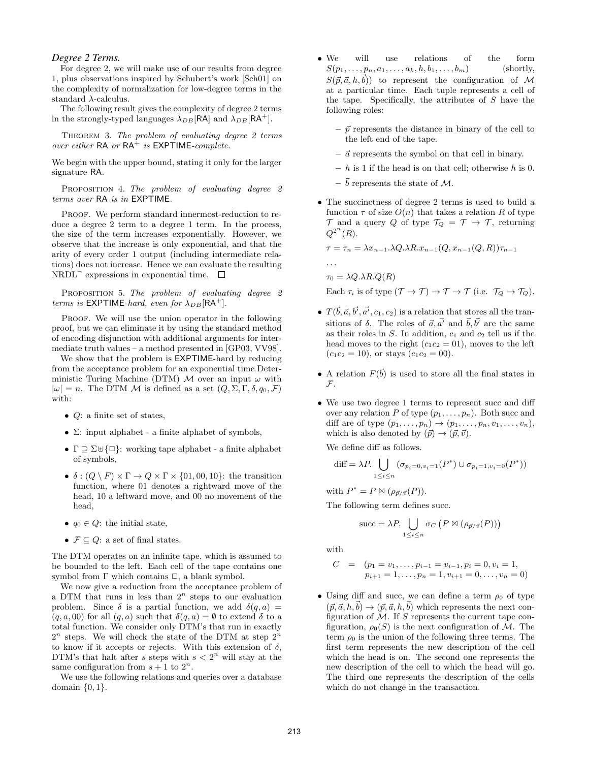### *Degree 2 Terms.*

For degree 2, we will make use of our results from degree 1, plus observations inspired by Schubert's work [Sch01] on the complexity of normalization for low-degree terms in the standard λ-calculus.

The following result gives the complexity of degree 2 terms in the strongly-typed languages $\lambda_{DB}[\mathsf{RA}]$ and $\lambda_{DB}[\mathsf{RA}^+]$.

Theorem 3. *The problem of evaluating degree 2 terms over either* RA *or* $\mathsf{RA}^+$ *is* EXPTIME*-complete.*

We begin with the upper bound, stating it only for the larger signature RA.

Proposition 4. *The problem of evaluating degree 2 terms over* RA *is in* EXPTIME*.*

Proof. We perform standard innermost-reduction to reduce a degree 2 term to a degree 1 term. In the process, the size of the term increases exponentially. However, we observe that the increase is only exponential, and that the arity of every order 1 output (including intermediate relations) does not increase. Hence we can evaluate the resulting $\text{NRDL}^{\neg}$ expressions in exponential time. □

Proposition 5. *The problem of evaluating degree 2 terms is* EXPTIME*-hard, even for* $\lambda_{DB}[\mathsf{RA}^+]$*.*

Proof. We will use the union operator in the following proof, but we can eliminate it by using the standard method of encoding disjunction with additional arguments for intermediate truth values – a method presented in [GP03, VV98].

We show that the problem is EXPTIME-hard by reducing from the acceptance problem for an exponential time Deterministic Turing Machine (DTM) $\mathcal{M}$ over an input $\omega$ with $|\omega| = n$. The DTM $\mathcal{M}$ is defined as a set $(Q, \Sigma, \Gamma, \delta, q_0, \mathcal{F})$ with:

- $Q$: a finite set of states,
- $\Sigma$: input alphabet - a finite alphabet of symbols,
- $\Gamma \supseteq \Sigma \uplus \{\Box\}$: working tape alphabet - a finite alphabet of symbols,
- $\delta : (Q \setminus F) \times \Gamma \to Q \times \Gamma \times \{01, 00, 10\}$: the transition function, where 01 denotes a rightward move of the head, 10 a leftward move, and 00 no movement of the head,
- $q_0 \in Q$: the initial state,
- $\mathcal{F} \subseteq Q$: a set of final states.

The DTM operates on an infinite tape, which is assumed to be bounded to the left. Each cell of the tape contains one symbol from $\Gamma$ which contains $\Box$, a blank symbol.

We now give a reduction from the acceptance problem of a DTM that runs in less than $2^n$ steps to our evaluation problem. Since $\delta$ is a partial function, we add $\delta(q, a) = (q, a, 00)$ for all $(q, a)$ such that $\delta(q, a) = \emptyset$ to extend $\delta$ to a total function. We consider only DTM's that run in exactly $2^n$ steps. We will check the state of the DTM at step $2^n$ to know if it accepts or rejects. With this extension of $\delta$, DTM's that halt after $s$ steps with $s < 2^n$ will stay at the same configuration from $s + 1$ to $2^n$.

We use the following relations and queries over a database domain $\{0, 1\}$.

- We will use relations of the form $S(p_1, \ldots, p_n, a_1, \ldots, a_k, h, b_1, \ldots, b_m)$ (shortly, $S(\vec{p}, \vec{a}, h, \vec{b})$) to represent the configuration of $\mathcal{M}$ at a particular time. Each tuple represents a cell of the tape. Specifically, the attributes of $S$ have the following roles:
  - $\vec{p}$ represents the distance in binary of the cell to the left end of the tape.
  - $\vec{a}$ represents the symbol on that cell in binary.
  - $h$ is 1 if the head is on that cell; otherwise $h$ is 0.
  - $\vec{b}$ represents the state of $\mathcal{M}$.
- The succinctness of degree 2 terms is used to build a function $\tau$ of size $O(n)$ that takes a relation $R$ of type $\mathcal{T}$ and a query $Q$ of type $\mathcal{T}_Q = \mathcal{T} \to \mathcal{T}$, returning $Q^{2^n}(R)$.

  $\tau = \tau_n = \lambda x_{n-1}.\lambda Q.\lambda R.x_{n-1}(Q, x_{n-1}(Q, R))\tau_{n-1}$

  $\ldots$

  $\tau_0 = \lambda Q.\lambda R.Q(R)$

  Each $\tau_i$ is of type $(\mathcal{T} \to \mathcal{T}) \to \mathcal{T} \to \mathcal{T}$ (i.e. $\mathcal{T}_Q \to \mathcal{T}_Q$).
- $T(\vec{b}, \vec{a}, \vec{b'}, \vec{a'}, c_1, c_2)$ is a relation that stores all the transitions of $\delta$. The roles of $\vec{a}, \vec{a'}$ and $\vec{b}, \vec{b'}$ are the same as their roles in $S$. In addition, $c_1$ and $c_2$ tell us if the head moves to the right ($c_1c_2 = 01$), moves to the left ($c_1c_2 = 10$), or stays ($c_1c_2 = 00$).
- A relation $F(\vec{b})$ is used to store all the final states in $\mathcal{F}$.
- We use two degree 1 terms to represent succ and diff over any relation $P$ of type $(p_1, \ldots, p_n)$. Both succ and diff are of type $(p_1, \ldots, p_n) \to (p_1, \ldots, p_n, v_1, \ldots, v_n)$, which is also denoted by $(\vec{p}) \to (\vec{p}, \vec{v})$.

  We define diff as follows.

  $$\text{diff} = \lambda P. \bigcup_{1 \leq i \leq n} (\sigma_{p_i=0, v_i=1}(P^*) \cup \sigma_{p_i=1, v_i=0}(P^*))$$

  with $P^* = P \bowtie (\rho_{\vec{p}/\vec{v}}(P))$.

  The following term defines succ.

  $$\text{succ} = \lambda P. \bigcup_{1 \leq i \leq n} \sigma_C \left(P \bowtie (\rho_{\vec{p}/\vec{v}}(P))\right)$$

  with

  $$\begin{aligned} C \;=\; & (p_1 = v_1, \ldots, p_{i-1} = v_{i-1}, p_i = 0, v_i = 1, \\ & p_{i+1} = 1, \ldots, p_n = 1, v_{i+1} = 0, \ldots, v_n = 0) \end{aligned}$$
- Using diff and succ, we can define a term $\rho_0$ of type $(\vec{p}, \vec{a}, h, \vec{b}) \to (\vec{p}, \vec{a}, h, \vec{b})$ which represents the next configuration of $\mathcal{M}$. If $S$ represents the current tape configuration, $\rho_0(S)$ is the next configuration of $\mathcal{M}$. The term $\rho_0$ is the union of the following three terms. The first term represents the new description of the cell which the head is on. The second one represents the new description of the cell to which the head will go. The third one represents the description of the cells which do not change in the transaction.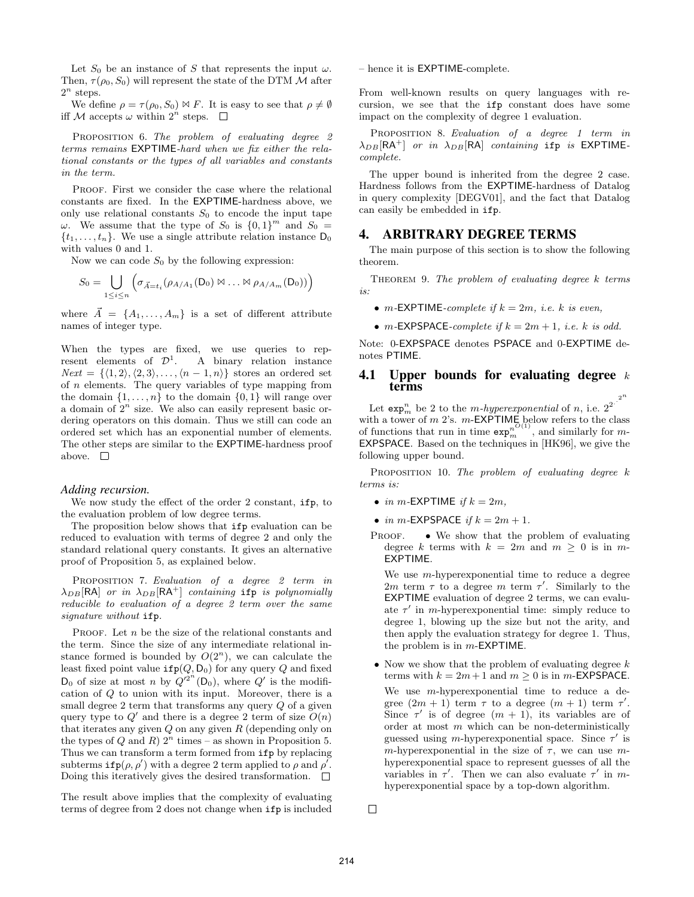Let $S_0$ be an instance of $S$ that represents the input $\omega$. Then, $\tau(\rho_0, S_0)$ will represent the state of the DTM $\mathcal{M}$ after $2^n$ steps.

We define $\rho = \tau(\rho_0, S_0) \bowtie F$. It is easy to see that $\rho \neq \emptyset$ iff $\mathcal{M}$ accepts $\omega$ within $2^n$ steps. □

PROPOSITION 6. *The problem of evaluating degree 2 terms remains* EXPTIME*-hard when we fix either the relational constants or the types of all variables and constants in the term.*

PROOF. First we consider the case where the relational constants are fixed. In the EXPTIME-hardness above, we only use relational constants $S_0$ to encode the input tape $\omega$. We assume that the type of $S_0$ is $\{0,1\}^m$ and $S_0 = \{t_1, \ldots, t_n\}$. We use a single attribute relation instance $\mathsf{D}_0$ with values 0 and 1.

Now we can code $S_0$ by the following expression:

$$S_0 = \bigcup_{1 \leq i \leq n} \left( \sigma_{\vec{A}=t_i}(\rho_{A/A_1}(\mathsf{D}_0) \bowtie \ldots \bowtie \rho_{A/A_m}(\mathsf{D}_0)) \right)$$

where $\vec{A} = \{A_1, \ldots, A_m\}$ is a set of different attribute names of integer type.

When the types are fixed, we use queries to represent elements of $\mathcal{D}^1$. A binary relation instance $Next = \{\langle 1,2\rangle, \langle 2,3\rangle, \ldots, \langle n-1,n\rangle\}$ stores an ordered set of $n$ elements. The query variables of type mapping from the domain $\{1,\ldots,n\}$ to the domain $\{0,1\}$ will range over a domain of $2^n$ size. We also can easily represent basic ordering operators on this domain. Thus we still can code an ordered set which has an exponential number of elements. The other steps are similar to the EXPTIME-hardness proof above. □

### *Adding recursion.*

We now study the effect of the order 2 constant, `ifp`, to the evaluation problem of low degree terms.

The proposition below shows that `ifp` evaluation can be reduced to evaluation with terms of degree 2 and only the standard relational query constants. It gives an alternative proof of Proposition 5, as explained below.

PROPOSITION 7. *Evaluation of a degree 2 term in $\lambda_{DB}$[RA] or in $\lambda_{DB}$[RA$^+$] containing* `ifp` *is polynomially reducible to evaluation of a degree 2 term over the same signature without* `ifp`*.*

PROOF. Let $n$ be the size of the relational constants and the term. Since the size of any intermediate relational instance formed is bounded by $O(2^n)$, we can calculate the least fixed point value $\texttt{ifp}(Q, \mathsf{D}_0)$ for any query $Q$ and fixed $\mathsf{D}_0$ of size at most $n$ by $Q'^{2^n}(\mathsf{D}_0)$, where $Q'$ is the modification of $Q$ to union with its input. Moreover, there is a small degree 2 term that transforms any query $Q$ of a given query type to $Q'$ and there is a degree 2 term of size $O(n)$ that iterates any given $Q$ on any given $R$ (depending only on the types of $Q$ and $R$) $2^n$ times – as shown in Proposition 5. Thus we can transform a term formed from `ifp` by replacing subterms $\texttt{ifp}(\rho, \rho')$ with a degree 2 term applied to $\rho$ and $\rho'$. Doing this iteratively gives the desired transformation. □

The result above implies that the complexity of evaluating terms of degree from 2 does not change when `ifp` is included – hence it is EXPTIME-complete.

From well-known results on query languages with recursion, we see that the `ifp` constant does have some impact on the complexity of degree 1 evaluation.

PROPOSITION 8. *Evaluation of a degree 1 term in $\lambda_{DB}$[RA$^+$] or in $\lambda_{DB}$[RA] containing* `ifp` *is* EXPTIME*-complete.*

The upper bound is inherited from the degree 2 case. Hardness follows from the EXPTIME-hardness of Datalog in query complexity [DEGV01], and the fact that Datalog can easily be embedded in `ifp`.

## 4. ARBITRARY DEGREE TERMS

The main purpose of this section is to show the following theorem.

THEOREM 9. *The problem of evaluating degree $k$ terms is:*

- *$m$-EXPTIME-complete if $k = 2m$, i.e. $k$ is even,*
- *$m$-EXPSPACE-complete if $k = 2m+1$, i.e. $k$ is odd.*

Note: 0-EXPSPACE denotes PSPACE and 0-EXPTIME denotes PTIME.

### 4.1 Upper bounds for evaluating degree $k$ terms

Let $\texttt{exp}^n_m$ be 2 to the *$m$-hyperexponential* of $n$, i.e. $2^{2^{\cdot^{\cdot^{2^n}}}}$ with a tower of $m$ 2's. $m$-EXPTIME below refers to the class of functions that run in time $\texttt{exp}_m^{n^{O(1)}}$, and similarly for $m$-EXPSPACE. Based on the techniques in [HK96], we give the following upper bound.

PROPOSITION 10. *The problem of evaluating degree $k$ terms is:*

- *in $m$-EXPTIME if $k = 2m$,*
- *in $m$-EXPSPACE if $k = 2m+1$.*

PROOF.

- We show that the problem of evaluating degree $k$ terms with $k = 2m$ and $m \geq 0$ is in $m$-EXPTIME.

  We use $m$-hyperexponential time to reduce a degree $2m$ term $\tau$ to a degree $m$ term $\tau'$. Similarly to the EXPTIME evaluation of degree 2 terms, we can evaluate $\tau'$ in $m$-hyperexponential time: simply reduce to degree 1, blowing up the size but not the arity, and then apply the evaluation strategy for degree 1. Thus, the problem is in $m$-EXPTIME.

- Now we show that the problem of evaluating degree $k$ terms with $k = 2m+1$ and $m \geq 0$ is in $m$-EXPSPACE.

  We use $m$-hyperexponential time to reduce a degree $(2m+1)$ term $\tau$ to a degree $(m+1)$ term $\tau'$. Since $\tau'$ is of degree $(m+1)$, its variables are of order at most $m$ which can be non-deterministically guessed using $m$-hyperexponential space. Since $\tau'$ is $m$-hyperexponential in the size of $\tau$, we can use $m$-hyperexponential space to represent guesses of all the variables in $\tau'$. Then we can also evaluate $\tau'$ in $m$-hyperexponential space by a top-down algorithm.

□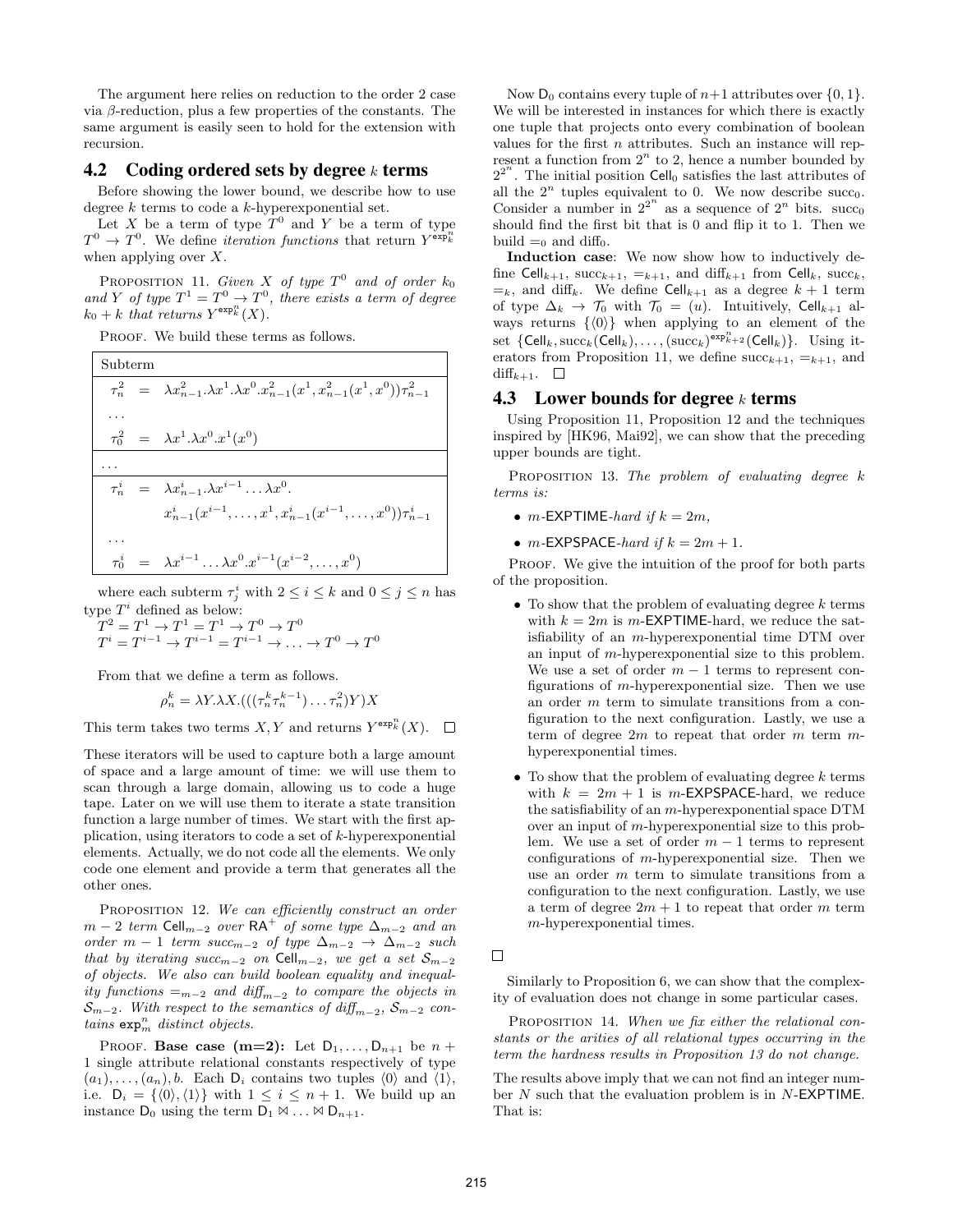The argument here relies on reduction to the order 2 case via $\beta$-reduction, plus a few properties of the constants. The same argument is easily seen to hold for the extension with recursion.

## 4.2 Coding ordered sets by degree $k$ terms

Before showing the lower bound, we describe how to use degree $k$ terms to code a $k$-hyperexponential set.

Let $X$ be a term of type $T^0$ and $Y$ be a term of type $T^0 \to T^0$. We define *iteration functions* that return $Y^{\exp_k^n}$ when applying over $X$.

Proposition 11. *Given $X$ of type $T^0$ and of order $k_0$ and $Y$ of type $T^1 = T^0 \to T^0$, there exists a term of degree $k_0 + k$ that returns $Y^{\exp_k^n}(X)$.*

Proof. We build these terms as follows.

| Subterm |
|---|
| $\tau_n^2 \;=\; \lambda x_{n-1}^2.\lambda x^1.\lambda x^0.x_{n-1}^2(x^1, x_{n-1}^2(x^1, x^0))\tau_{n-1}^2$ |
| ... |
| $\tau_0^2 \;=\; \lambda x^1.\lambda x^0.x^1(x^0)$ |
| ... |
| $\tau_n^i \;=\; \lambda x_{n-1}^i.\lambda x^{i-1} \ldots \lambda x^0.$ $x_{n-1}^i(x^{i-1}, \ldots, x^1, x_{n-1}^i(x^{i-1}, \ldots, x^0))\tau_{n-1}^i$ |
| ... |
| $\tau_0^i \;=\; \lambda x^{i-1} \ldots \lambda x^0.x^{i-1}(x^{i-2}, \ldots, x^0)$ |

where each subterm $\tau_j^i$ with $2 \le i \le k$ and $0 \le j \le n$ has type $T^i$ defined as below:

$T^2 = T^1 \to T^1 = T^1 \to T^0 \to T^0$

$T^i = T^{i-1} \to T^{i-1} = T^{i-1} \to \ldots \to T^0 \to T^0$

From that we define a term as follows.

$$\rho_n^k = \lambda Y.\lambda X.(((\tau_n^k \tau_n^{k-1}) \ldots \tau_n^2)Y)X$$

This term takes two terms $X, Y$ and returns $Y^{\exp_k^n}(X)$. $\square$

These iterators will be used to capture both a large amount of space and a large amount of time: we will use them to scan through a large domain, allowing us to code a huge tape. Later on we will use them to iterate a state transition function a large number of times. We start with the first application, using iterators to code a set of $k$-hyperexponential elements. Actually, we do not code all the elements. We only code one element and provide a term that generates all the other ones.

Proposition 12. *We can efficiently construct an order $m-2$ term $\mathsf{Cell}_{m-2}$ over $\mathsf{RA}^+$ of some type $\Delta_{m-2}$ and an order $m-1$ term $succ_{m-2}$ of type $\Delta_{m-2} \to \Delta_{m-2}$ such that by iterating $succ_{m-2}$ on $\mathsf{Cell}_{m-2}$, we get a set $\mathcal{S}_{m-2}$ of objects. We also can build boolean equality and inequality functions $=_{m-2}$ and $diff_{m-2}$ to compare the objects in $\mathcal{S}_{m-2}$. With respect to the semantics of $diff_{m-2}$, $\mathcal{S}_{m-2}$ contains $\exp_m^n$ distinct objects.*

Proof. **Base case (m=2):** Let $\mathsf{D}_1, \ldots, \mathsf{D}_{n+1}$ be $n+1$ single attribute relational constants respectively of type $(a_1), \ldots, (a_n), b$. Each $\mathsf{D}_i$ contains two tuples $\langle 0 \rangle$ and $\langle 1 \rangle$, i.e. $\mathsf{D}_i = \{\langle 0 \rangle, \langle 1 \rangle\}$ with $1 \le i \le n+1$. We build up an instance $\mathsf{D}_0$ using the term $\mathsf{D}_1 \bowtie \ldots \bowtie \mathsf{D}_{n+1}$.

Now $\mathsf{D}_0$ contains every tuple of $n+1$ attributes over $\{0, 1\}$. We will be interested in instances for which there is exactly one tuple that projects onto every combination of boolean values for the first $n$ attributes. Such an instance will represent a function from $2^n$ to 2, hence a number bounded by $2^{2^n}$. The initial position $\mathsf{Cell}_0$ satisfies the last attributes of all the $2^n$ tuples equivalent to 0. We now describe $\mathrm{succ}_0$. Consider a number in $2^{2^n}$ as a sequence of $2^n$ bits. $\mathrm{succ}_0$ should find the first bit that is 0 and flip it to 1. Then we build $=_0$ and $\mathrm{diff}_0$.

**Induction case**: We now show how to inductively define $\mathsf{Cell}_{k+1}$, $\mathrm{succ}_{k+1}$, $=_{k+1}$, and $\mathrm{diff}_{k+1}$ from $\mathsf{Cell}_k$, $\mathrm{succ}_k$, $=_k$, and $\mathrm{diff}_k$. We define $\mathsf{Cell}_{k+1}$ as a degree $k+1$ term of type $\Delta_k \to \mathcal{T}_0$ with $\mathcal{T}_0 = (u)$. Intuitively, $\mathsf{Cell}_{k+1}$ always returns $\{\langle 0 \rangle\}$ when applying to an element of the set $\{\mathsf{Cell}_k, \mathrm{succ}_k(\mathsf{Cell}_k), \ldots, (\mathrm{succ}_k)^{\exp_{k+2}^n}(\mathsf{Cell}_k)\}$. Using iterators from Proposition 11, we define $\mathrm{succ}_{k+1}$, $=_{k+1}$, and $\mathrm{diff}_{k+1}$. $\square$

## 4.3 Lower bounds for degree $k$ terms

Using Proposition 11, Proposition 12 and the techniques inspired by [HK96, Mai92], we can show that the preceding upper bounds are tight.

Proposition 13. *The problem of evaluating degree $k$ terms is:*

- *$m$-$\mathsf{EXPTIME}$-hard if $k = 2m$,*
- *$m$-$\mathsf{EXPSPACE}$-hard if $k = 2m+1$.*

Proof. We give the intuition of the proof for both parts of the proposition.

- To show that the problem of evaluating degree $k$ terms with $k = 2m$ is $m$-$\mathsf{EXPTIME}$-hard, we reduce the satisfiability of an $m$-hyperexponential time DTM over an input of $m$-hyperexponential size to this problem. We use a set of order $m-1$ terms to represent configurations of $m$-hyperexponential size. Then we use an order $m$ term to simulate transitions from a configuration to the next configuration. Lastly, we use a term of degree $2m$ to repeat that order $m$ term $m$-hyperexponential times.
- To show that the problem of evaluating degree $k$ terms with $k = 2m+1$ is $m$-$\mathsf{EXPSPACE}$-hard, we reduce the satisfiability of an $m$-hyperexponential space DTM over an input of $m$-hyperexponential size to this problem. We use a set of order $m-1$ terms to represent configurations of $m$-hyperexponential size. Then we use an order $m$ term to simulate transitions from a configuration to the next configuration. Lastly, we use a term of degree $2m+1$ to repeat that order $m$ term $m$-hyperexponential times.

$\square$

Similarly to Proposition 6, we can show that the complexity of evaluation does not change in some particular cases.

Proposition 14. *When we fix either the relational constants or the arities of all relational types occurring in the term the hardness results in Proposition 13 do not change.*

The results above imply that we can not find an integer number $N$ such that the evaluation problem is in $N$-$\mathsf{EXPTIME}$. That is: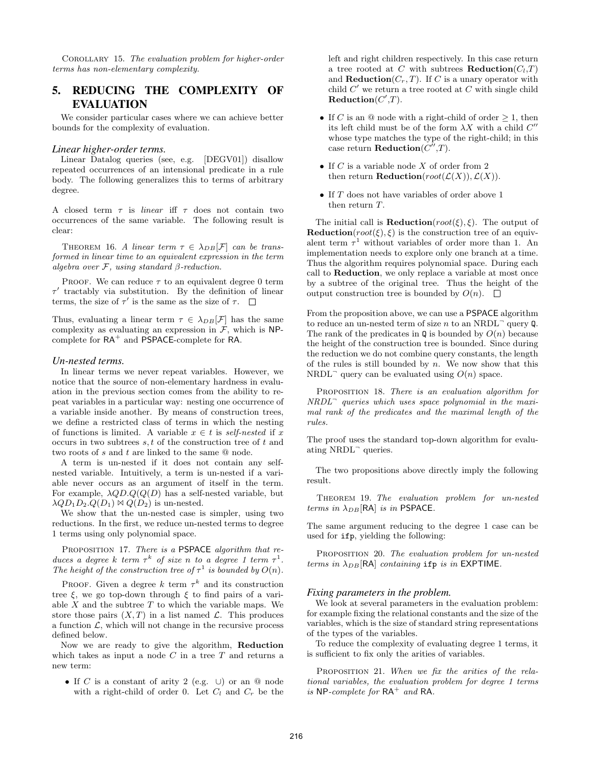Corollary 15. *The evaluation problem for higher-order terms has non-elementary complexity.*

## 5. REDUCING THE COMPLEXITY OF EVALUATION

We consider particular cases where we can achieve better bounds for the complexity of evaluation.

### *Linear higher-order terms.*

Linear Datalog queries (see, e.g. [DEGV01]) disallow repeated occurrences of an intensional predicate in a rule body. The following generalizes this to terms of arbitrary degree.

A closed term $\tau$ is *linear* iff $\tau$ does not contain two occurrences of the same variable. The following result is clear:

Theorem 16. *A linear term $\tau \in \lambda_{DB}[\mathcal{F}]$ can be transformed in linear time to an equivalent expression in the term algebra over $\mathcal{F}$, using standard $\beta$-reduction.*

Proof. We can reduce $\tau$ to an equivalent degree 0 term $\tau'$ tractably via substitution. By the definition of linear terms, the size of $\tau'$ is the same as the size of $\tau$. □

Thus, evaluating a linear term $\tau \in \lambda_{DB}[\mathcal{F}]$ has the same complexity as evaluating an expression in $\mathcal{F}$, which is NP-complete for $\mathsf{RA}^+$ and PSPACE-complete for RA.

### *Un-nested terms.*

In linear terms we never repeat variables. However, we notice that the source of non-elementary hardness in evaluation in the previous section comes from the ability to repeat variables in a particular way: nesting one occurrence of a variable inside another. By means of construction trees, we define a restricted class of terms in which the nesting of functions is limited. A variable $x \in t$ is *self-nested* if $x$ occurs in two subtrees $s, t$ of the construction tree of $t$ and two roots of $s$ and $t$ are linked to the same @ node.

A term is un-nested if it does not contain any self-nested variable. Intuitively, a term is un-nested if a variable never occurs as an argument of itself in the term. For example, $\lambda QD.Q(Q(D)$ has a self-nested variable, but $\lambda QD_1D_2.Q(D_1) \bowtie Q(D_2)$ is un-nested.

We show that the un-nested case is simpler, using two reductions. In the first, we reduce un-nested terms to degree 1 terms using only polynomial space.

Proposition 17. *There is a PSPACE algorithm that reduces a degree $k$ term $\tau^k$ of size $n$ to a degree 1 term $\tau^1$. The height of the construction tree of $\tau^1$ is bounded by $O(n)$.*

Proof. Given a degree $k$ term $\tau^k$ and its construction tree $\xi$, we go top-down through $\xi$ to find pairs of a variable $X$ and the subtree $T$ to which the variable maps. We store those pairs $(X, T)$ in a list named $\mathcal{L}$. This produces a function $\mathcal{L}$, which will not change in the recursive process defined below.

Now we are ready to give the algorithm, **Reduction** which takes as input a node $C$ in a tree $T$ and returns a new term:

- If $C$ is a constant of arity 2 (e.g. $\cup$) or an @ node with a right-child of order 0. Let $C_l$ and $C_r$ be the left and right children respectively. In this case return a tree rooted at $C$ with subtrees **Reduction**($C_l$,$T$) and **Reduction**($C_r$, $T$). If $C$ is a unary operator with child $C'$ we return a tree rooted at $C$ with single child **Reduction**($C'$,$T$).
- If $C$ is an @ node with a right-child of order $\geq 1$, then its left child must be of the form $\lambda X$ with a child $C''$ whose type matches the type of the right-child; in this case return **Reduction**($C''$,$T$).
- If $C$ is a variable node $X$ of order from 2 then return **Reduction**($root(\mathcal{L}(X)), \mathcal{L}(X)$).
- If $T$ does not have variables of order above 1 then return $T$.

The initial call is **Reduction**($root(\xi), \xi$). The output of **Reduction**($root(\xi), \xi$) is the construction tree of an equivalent term $\tau^1$ without variables of order more than 1. An implementation needs to explore only one branch at a time. Thus the algorithm requires polynomial space. During each call to **Reduction**, we only replace a variable at most once by a subtree of the original tree. Thus the height of the output construction tree is bounded by $O(n)$. □

From the proposition above, we can use a PSPACE algorithm to reduce an un-nested term of size $n$ to an $\text{NRDL}^\neg$ query $\mathtt{Q}$. The rank of the predicates in $\mathtt{Q}$ is bounded by $O(n)$ because the height of the construction tree is bounded. Since during the reduction we do not combine query constants, the length of the rules is still bounded by $n$. We now show that this $\text{NRDL}^\neg$ query can be evaluated using $O(n)$ space.

Proposition 18. *There is an evaluation algorithm for $\text{NRDL}^\neg$ queries which uses space polynomial in the maximal rank of the predicates and the maximal length of the rules.*

The proof uses the standard top-down algorithm for evaluating $\text{NRDL}^\neg$ queries.

The two propositions above directly imply the following result.

Theorem 19. *The evaluation problem for un-nested terms in $\lambda_{DB}$[RA] is in PSPACE.*

The same argument reducing to the degree 1 case can be used for `ifp`, yielding the following:

Proposition 20. *The evaluation problem for un-nested terms in $\lambda_{DB}$[RA] containing `ifp` is in EXPTIME.*

### *Fixing parameters in the problem.*

We look at several parameters in the evaluation problem: for example fixing the relational constants and the size of the variables, which is the size of standard string representations of the types of the variables.

To reduce the complexity of evaluating degree 1 terms, it is sufficient to fix only the arities of variables.

Proposition 21. *When we fix the arities of the relational variables, the evaluation problem for degree 1 terms is NP-complete for $\mathsf{RA}^+$ and RA.*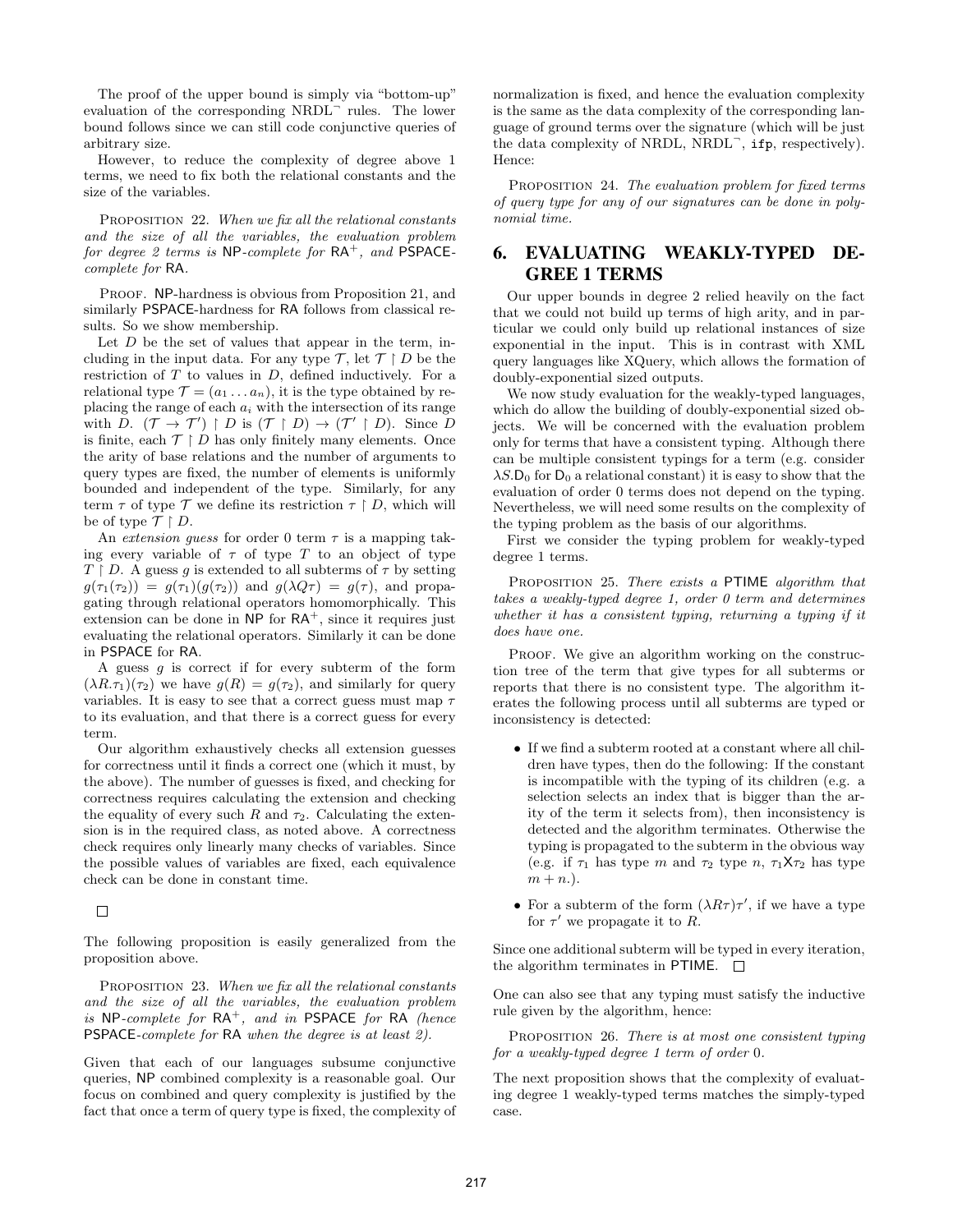The proof of the upper bound is simply via "bottom-up" evaluation of the corresponding NRDL$^{\neg}$ rules. The lower bound follows since we can still code conjunctive queries of arbitrary size.

However, to reduce the complexity of degree above 1 terms, we need to fix both the relational constants and the size of the variables.

PROPOSITION 22. *When we fix all the relational constants and the size of all the variables, the evaluation problem for degree 2 terms is* NP*-complete for* RA$^{+}$*, and* PSPACE*-complete for* RA*.*

PROOF. NP-hardness is obvious from Proposition 21, and similarly PSPACE-hardness for RA follows from classical results. So we show membership.

Let $D$ be the set of values that appear in the term, including in the input data. For any type $\mathcal{T}$, let $\mathcal{T} \restriction D$ be the restriction of $T$ to values in $D$, defined inductively. For a relational type $\mathcal{T} = (a_1 \dots a_n)$, it is the type obtained by replacing the range of each $a_i$ with the intersection of its range with $D$. $(\mathcal{T} \to \mathcal{T}') \restriction D$ is $(\mathcal{T} \restriction D) \to (\mathcal{T}' \restriction D)$. Since $D$ is finite, each $\mathcal{T} \restriction D$ has only finitely many elements. Once the arity of base relations and the number of arguments to query types are fixed, the number of elements is uniformly bounded and independent of the type. Similarly, for any term $\tau$ of type $\mathcal{T}$ we define its restriction $\tau \restriction D$, which will be of type $\mathcal{T} \restriction D$.

An *extension guess* for order 0 term $\tau$ is a mapping taking every variable of $\tau$ of type $T$ to an object of type $T \restriction D$. A guess $g$ is extended to all subterms of $\tau$ by setting $g(\tau_1(\tau_2)) = g(\tau_1)(g(\tau_2))$ and $g(\lambda Q \tau) = g(\tau)$, and propagating through relational operators homomorphically. This extension can be done in NP for RA$^{+}$, since it requires just evaluating the relational operators. Similarly it can be done in PSPACE for RA.

A guess $g$ is correct if for every subterm of the form $(\lambda R.\tau_1)(\tau_2)$ we have $g(R) = g(\tau_2)$, and similarly for query variables. It is easy to see that a correct guess must map $\tau$ to its evaluation, and that there is a correct guess for every term.

Our algorithm exhaustively checks all extension guesses for correctness until it finds a correct one (which it must, by the above). The number of guesses is fixed, and checking for correctness requires calculating the extension and checking the equality of every such $R$ and $\tau_2$. Calculating the extension is in the required class, as noted above. A correctness check requires only linearly many checks of variables. Since the possible values of variables are fixed, each equivalence check can be done in constant time.

□

The following proposition is easily generalized from the proposition above.

PROPOSITION 23. *When we fix all the relational constants and the size of all the variables, the evaluation problem is* NP*-complete for* RA$^{+}$*, and in* PSPACE *for* RA *(hence* PSPACE*-complete for* RA *when the degree is at least 2).*

Given that each of our languages subsume conjunctive queries, NP combined complexity is a reasonable goal. Our focus on combined and query complexity is justified by the fact that once a term of query type is fixed, the complexity of normalization is fixed, and hence the evaluation complexity is the same as the data complexity of the corresponding language of ground terms over the signature (which will be just the data complexity of NRDL, NRDL$^{\neg}$, `ifp`, respectively). Hence:

PROPOSITION 24. *The evaluation problem for fixed terms of query type for any of our signatures can be done in polynomial time.*

## 6. EVALUATING WEAKLY-TYPED DEGREE 1 TERMS

Our upper bounds in degree 2 relied heavily on the fact that we could not build up terms of high arity, and in particular we could only build up relational instances of size exponential in the input. This is in contrast with XML query languages like XQuery, which allows the formation of doubly-exponential sized outputs.

We now study evaluation for the weakly-typed languages, which do allow the building of doubly-exponential sized objects. We will be concerned with the evaluation problem only for terms that have a consistent typing. Although there can be multiple consistent typings for a term (e.g. consider $\lambda S.\mathsf{D}_0$ for $\mathsf{D}_0$ a relational constant) it is easy to show that the evaluation of order 0 terms does not depend on the typing. Nevertheless, we will need some results on the complexity of the typing problem as the basis of our algorithms.

First we consider the typing problem for weakly-typed degree 1 terms.

PROPOSITION 25. *There exists a* PTIME *algorithm that takes a weakly-typed degree 1, order 0 term and determines whether it has a consistent typing, returning a typing if it does have one.*

PROOF. We give an algorithm working on the construction tree of the term that give types for all subterms or reports that there is no consistent type. The algorithm iterates the following process until all subterms are typed or inconsistency is detected:

- If we find a subterm rooted at a constant where all children have types, then do the following: If the constant is incompatible with the typing of its children (e.g. a selection selects an index that is bigger than the arity of the term it selects from), then inconsistency is detected and the algorithm terminates. Otherwise the typing is propagated to the subterm in the obvious way (e.g. if $\tau_1$ has type $m$ and $\tau_2$ type $n$, $\tau_1 \mathsf{X} \tau_2$ has type $m + n$.).
- For a subterm of the form $(\lambda R \tau)\tau'$, if we have a type for $\tau'$ we propagate it to $R$.

Since one additional subterm will be typed in every iteration, the algorithm terminates in PTIME. □

One can also see that any typing must satisfy the inductive rule given by the algorithm, hence:

PROPOSITION 26. *There is at most one consistent typing for a weakly-typed degree 1 term of order* 0*.*

The next proposition shows that the complexity of evaluating degree 1 weakly-typed terms matches the simply-typed case.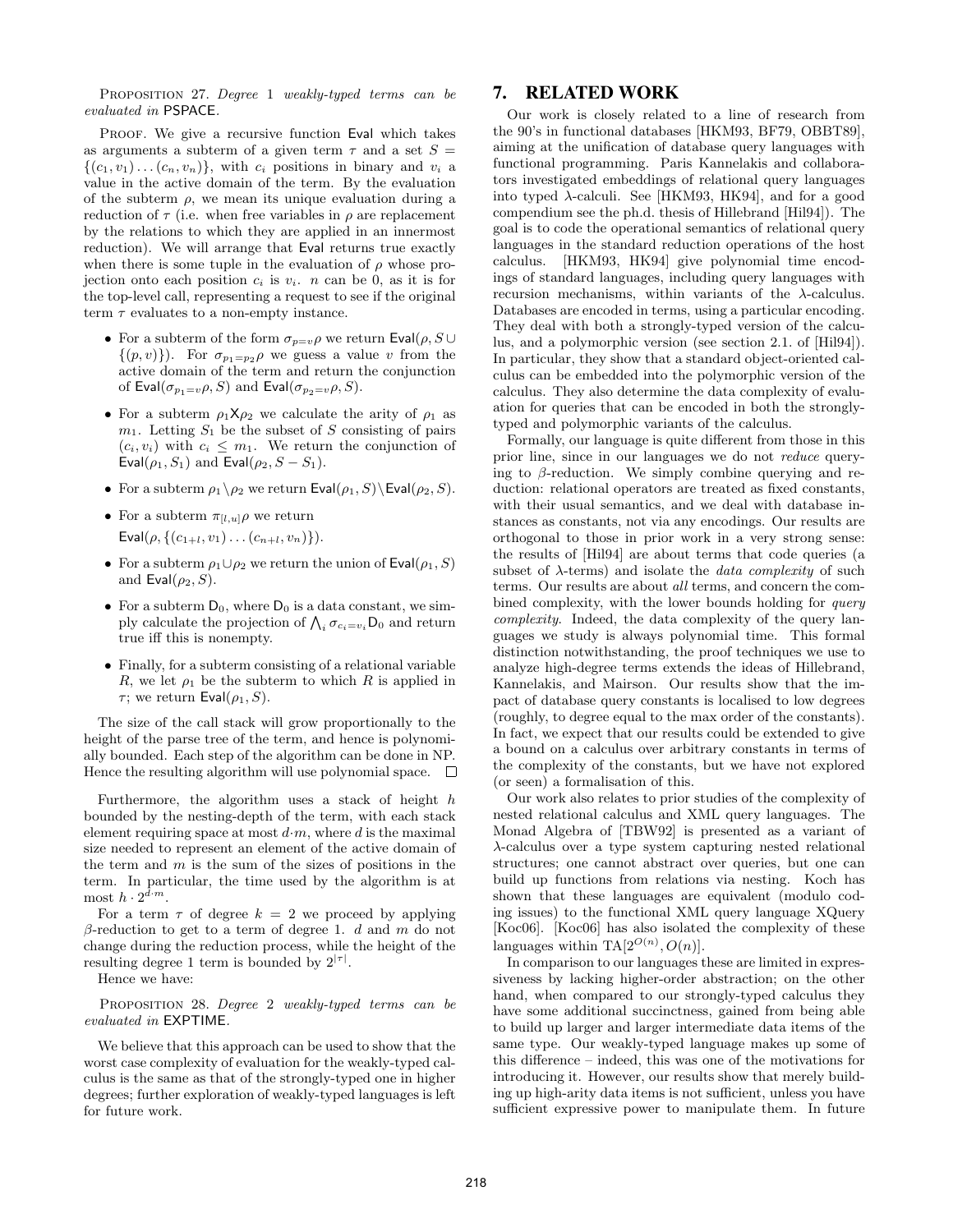PROPOSITION 27. *Degree 1 weakly-typed terms can be evaluated in* PSPACE.

PROOF. We give a recursive function Eval which takes as arguments a subterm of a given term $\tau$ and a set $S = \{(c_1, v_1) \dots (c_n, v_n)\}$, with $c_i$ positions in binary and $v_i$ a value in the active domain of the term. By the evaluation of the subterm $\rho$, we mean its unique evaluation during a reduction of $\tau$ (i.e. when free variables in $\rho$ are replacement by the relations to which they are applied in an innermost reduction). We will arrange that Eval returns true exactly when there is some tuple in the evaluation of $\rho$ whose projection onto each position $c_i$ is $v_i$. $n$ can be 0, as it is for the top-level call, representing a request to see if the original term $\tau$ evaluates to a non-empty instance.

- For a subterm of the form $\sigma_{p=v}\rho$ we return $\mathsf{Eval}(\rho, S \cup \{(p, v)\})$. For $\sigma_{p_1=p_2}\rho$ we guess a value $v$ from the active domain of the term and return the conjunction of $\mathsf{Eval}(\sigma_{p_1=v}\rho, S)$ and $\mathsf{Eval}(\sigma_{p_2=v}\rho, S)$.
- For a subterm $\rho_1 \mathsf{X} \rho_2$ we calculate the arity of $\rho_1$ as $m_1$. Letting $S_1$ be the subset of $S$ consisting of pairs $(c_i, v_i)$ with $c_i \leq m_1$. We return the conjunction of $\mathsf{Eval}(\rho_1, S_1)$ and $\mathsf{Eval}(\rho_2, S - S_1)$.
- For a subterm $\rho_1 \setminus \rho_2$ we return $\mathsf{Eval}(\rho_1, S) \setminus \mathsf{Eval}(\rho_2, S)$.
- For a subterm $\pi_{[l,u]}\rho$ we return $\mathsf{Eval}(\rho, \{(c_{1+l}, v_1) \dots (c_{n+l}, v_n)\})$.
- For a subterm $\rho_1 \cup \rho_2$ we return the union of $\mathsf{Eval}(\rho_1, S)$ and $\mathsf{Eval}(\rho_2, S)$.
- For a subterm $\mathsf{D}_0$, where $\mathsf{D}_0$ is a data constant, we simply calculate the projection of $\bigwedge_i \sigma_{c_i=v_i}\mathsf{D}_0$ and return true iff this is nonempty.
- Finally, for a subterm consisting of a relational variable $R$, we let $\rho_1$ be the subterm to which $R$ is applied in $\tau$; we return $\mathsf{Eval}(\rho_1, S)$.

The size of the call stack will grow proportionally to the height of the parse tree of the term, and hence is polynomially bounded. Each step of the algorithm can be done in NP. Hence the resulting algorithm will use polynomial space. □

Furthermore, the algorithm uses a stack of height $h$ bounded by the nesting-depth of the term, with each stack element requiring space at most $d \cdot m$, where $d$ is the maximal size needed to represent an element of the active domain of the term and $m$ is the sum of the sizes of positions in the term. In particular, the time used by the algorithm is at most $h \cdot 2^{d \cdot m}$.

For a term $\tau$ of degree $k = 2$ we proceed by applying $\beta$-reduction to get to a term of degree 1. $d$ and $m$ do not change during the reduction process, while the height of the resulting degree 1 term is bounded by $2^{|\tau|}$.

Hence we have:

PROPOSITION 28. *Degree 2 weakly-typed terms can be evaluated in* EXPTIME.

We believe that this approach can be used to show that the worst case complexity of evaluation for the weakly-typed calculus is the same as that of the strongly-typed one in higher degrees; further exploration of weakly-typed languages is left for future work.

# 7. RELATED WORK

Our work is closely related to a line of research from the 90's in functional databases [HKM93, BF79, OBBT89], aiming at the unification of database query languages with functional programming. Paris Kannelakis and collaborators investigated embeddings of relational query languages into typed $\lambda$-calculi. See [HKM93, HK94], and for a good compendium see the ph.d. thesis of Hillebrand [Hil94]). The goal is to code the operational semantics of relational query languages in the standard reduction operations of the host calculus. [HKM93, HK94] give polynomial time encodings of standard languages, including query languages with recursion mechanisms, within variants of the $\lambda$-calculus. Databases are encoded in terms, using a particular encoding. They deal with both a strongly-typed version of the calculus, and a polymorphic version (see section 2.1. of [Hil94]). In particular, they show that a standard object-oriented calculus can be embedded into the polymorphic version of the calculus. They also determine the data complexity of evaluation for queries that can be encoded in both the strongly-typed and polymorphic variants of the calculus.

Formally, our language is quite different from those in this prior line, since in our languages we do not *reduce* querying to $\beta$-reduction. We simply combine querying and reduction: relational operators are treated as fixed constants, with their usual semantics, and we deal with database instances as constants, not via any encodings. Our results are orthogonal to those in prior work in a very strong sense: the results of [Hil94] are about terms that code queries (a subset of $\lambda$-terms) and isolate the *data complexity* of such terms. Our results are about *all* terms, and concern the combined complexity, with the lower bounds holding for *query complexity*. Indeed, the data complexity of the query languages we study is always polynomial time. This formal distinction notwithstanding, the proof techniques we use to analyze high-degree terms extends the ideas of Hillebrand, Kannelakis, and Mairson. Our results show that the impact of database query constants is localised to low degrees (roughly, to degree equal to the max order of the constants). In fact, we expect that our results could be extended to give a bound on a calculus over arbitrary constants in terms of the complexity of the constants, but we have not explored (or seen) a formalisation of this.

Our work also relates to prior studies of the complexity of nested relational calculus and XML query languages. The Monad Algebra of [TBW92] is presented as a variant of $\lambda$-calculus over a type system capturing nested relational structures; one cannot abstract over queries, but one can build up functions from relations via nesting. Koch has shown that these languages are equivalent (modulo coding issues) to the functional XML query language XQuery [Koc06]. [Koc06] has also isolated the complexity of these languages within $\mathrm{TA}[2^{O(n)}, O(n)]$.

In comparison to our languages these are limited in expressiveness by lacking higher-order abstraction; on the other hand, when compared to our strongly-typed calculus they have some additional succinctness, gained from being able to build up larger and larger intermediate data items of the same type. Our weakly-typed language makes up some of this difference – indeed, this was one of the motivations for introducing it. However, our results show that merely building up high-arity data items is not sufficient, unless you have sufficient expressive power to manipulate them. In future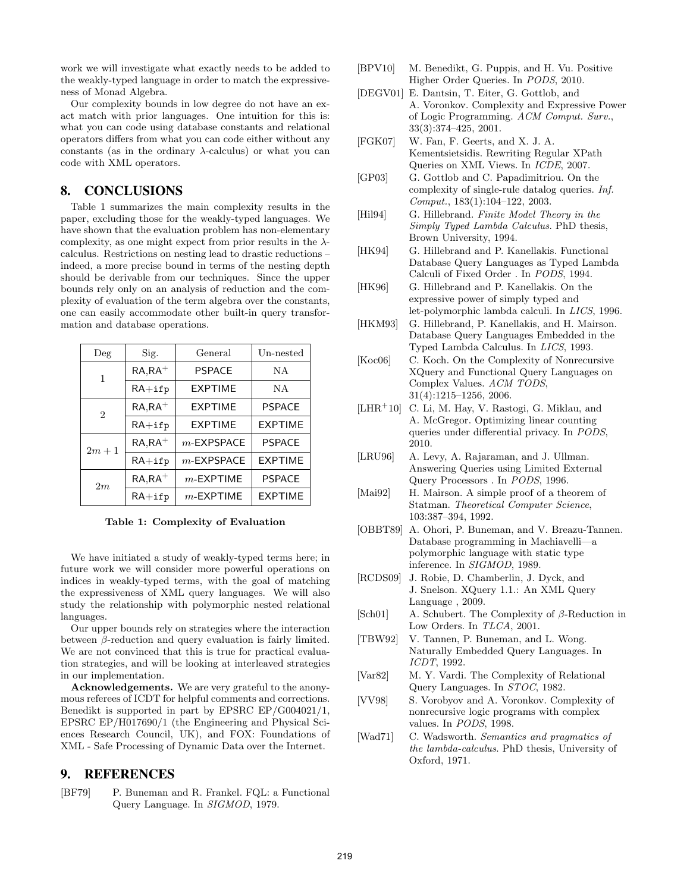work we will investigate what exactly needs to be added to the weakly-typed language in order to match the expressiveness of Monad Algebra.

Our complexity bounds in low degree do not have an exact match with prior languages. One intuition for this is: what you can code using database constants and relational operators differs from what you can code either without any constants (as in the ordinary $\lambda$-calculus) or what you can code with XML operators.

## 8. CONCLUSIONS

Table 1 summarizes the main complexity results in the paper, excluding those for the weakly-typed languages. We have shown that the evaluation problem has non-elementary complexity, as one might expect from prior results in the $\lambda$-calculus. Restrictions on nesting lead to drastic reductions – indeed, a more precise bound in terms of the nesting depth should be derivable from our techniques. Since the upper bounds rely only on an analysis of reduction and the complexity of evaluation of the term algebra over the constants, one can easily accommodate other built-in query transformation and database operations.

| Deg | Sig. | General | Un-nested |
|---|---|---|---|
| 1 | RA,RA$^+$ | PSPACE | NA |
| | RA+ifp | EXPTIME | NA |
| 2 | RA,RA$^+$ | EXPTIME | PSPACE |
| | RA+ifp | EXPTIME | EXPTIME |
| $2m+1$ | RA,RA$^+$ | $m$-EXPSPACE | PSPACE |
| | RA+ifp | $m$-EXPSPACE | EXPTIME |
| $2m$ | RA,RA$^+$ | $m$-EXPTIME | PSPACE |
| | RA+ifp | $m$-EXPTIME | EXPTIME |

**Table 1: Complexity of Evaluation**

We have initiated a study of weakly-typed terms here; in future work we will consider more powerful operations on indices in weakly-typed terms, with the goal of matching the expressiveness of XML query languages. We will also study the relationship with polymorphic nested relational languages.

Our upper bounds rely on strategies where the interaction between $\beta$-reduction and query evaluation is fairly limited. We are not convinced that this is true for practical evaluation strategies, and will be looking at interleaved strategies in our implementation.

**Acknowledgements.** We are very grateful to the anonymous referees of ICDT for helpful comments and corrections. Benedikt is supported in part by EPSRC EP/G004021/1, EPSRC EP/H017690/1 (the Engineering and Physical Sciences Research Council, UK), and FOX: Foundations of XML - Safe Processing of Dynamic Data over the Internet.

## 9. REFERENCES

[BF79] P. Buneman and R. Frankel. FQL: a Functional Query Language. In *SIGMOD*, 1979.

[BPV10] M. Benedikt, G. Puppis, and H. Vu. Positive Higher Order Queries. In *PODS*, 2010.

[DEGV01] E. Dantsin, T. Eiter, G. Gottlob, and A. Voronkov. Complexity and Expressive Power of Logic Programming. *ACM Comput. Surv.*, 33(3):374–425, 2001.

[FGK07] W. Fan, F. Geerts, and X. J. A. Kementsietsidis. Rewriting Regular XPath Queries on XML Views. In *ICDE*, 2007.

[GP03] G. Gottlob and C. Papadimitriou. On the complexity of single-rule datalog queries. *Inf. Comput.*, 183(1):104–122, 2003.

[Hil94] G. Hillebrand. *Finite Model Theory in the Simply Typed Lambda Calculus*. PhD thesis, Brown University, 1994.

[HK94] G. Hillebrand and P. Kanellakis. Functional Database Query Languages as Typed Lambda Calculi of Fixed Order . In *PODS*, 1994.

[HK96] G. Hillebrand and P. Kanellakis. On the expressive power of simply typed and let-polymorphic lambda calculi. In *LICS*, 1996.

[HKM93] G. Hillebrand, P. Kanellakis, and H. Mairson. Database Query Languages Embedded in the Typed Lambda Calculus. In *LICS*, 1993.

[Koc06] C. Koch. On the Complexity of Nonrecursive XQuery and Functional Query Languages on Complex Values. *ACM TODS*, 31(4):1215–1256, 2006.

[LHR+10] C. Li, M. Hay, V. Rastogi, G. Miklau, and A. McGregor. Optimizing linear counting queries under differential privacy. In *PODS*, 2010.

[LRU96] A. Levy, A. Rajaraman, and J. Ullman. Answering Queries using Limited External Query Processors . In *PODS*, 1996.

[Mai92] H. Mairson. A simple proof of a theorem of Statman. *Theoretical Computer Science*, 103:387–394, 1992.

[OBBT89] A. Ohori, P. Buneman, and V. Breazu-Tannen. Database programming in Machiavelli—a polymorphic language with static type inference. In *SIGMOD*, 1989.

[RCDS09] J. Robie, D. Chamberlin, J. Dyck, and J. Snelson. XQuery 1.1.: An XML Query Language , 2009.

[Sch01] A. Schubert. The Complexity of $\beta$-Reduction in Low Orders. In *TLCA*, 2001.

[TBW92] V. Tannen, P. Buneman, and L. Wong. Naturally Embedded Query Languages. In *ICDT*, 1992.

[Var82] M. Y. Vardi. The Complexity of Relational Query Languages. In *STOC*, 1982.

[VV98] S. Vorobyov and A. Voronkov. Complexity of nonrecursive logic programs with complex values. In *PODS*, 1998.

[Wad71] C. Wadsworth. *Semantics and pragmatics of the lambda-calculus*. PhD thesis, University of Oxford, 1971.